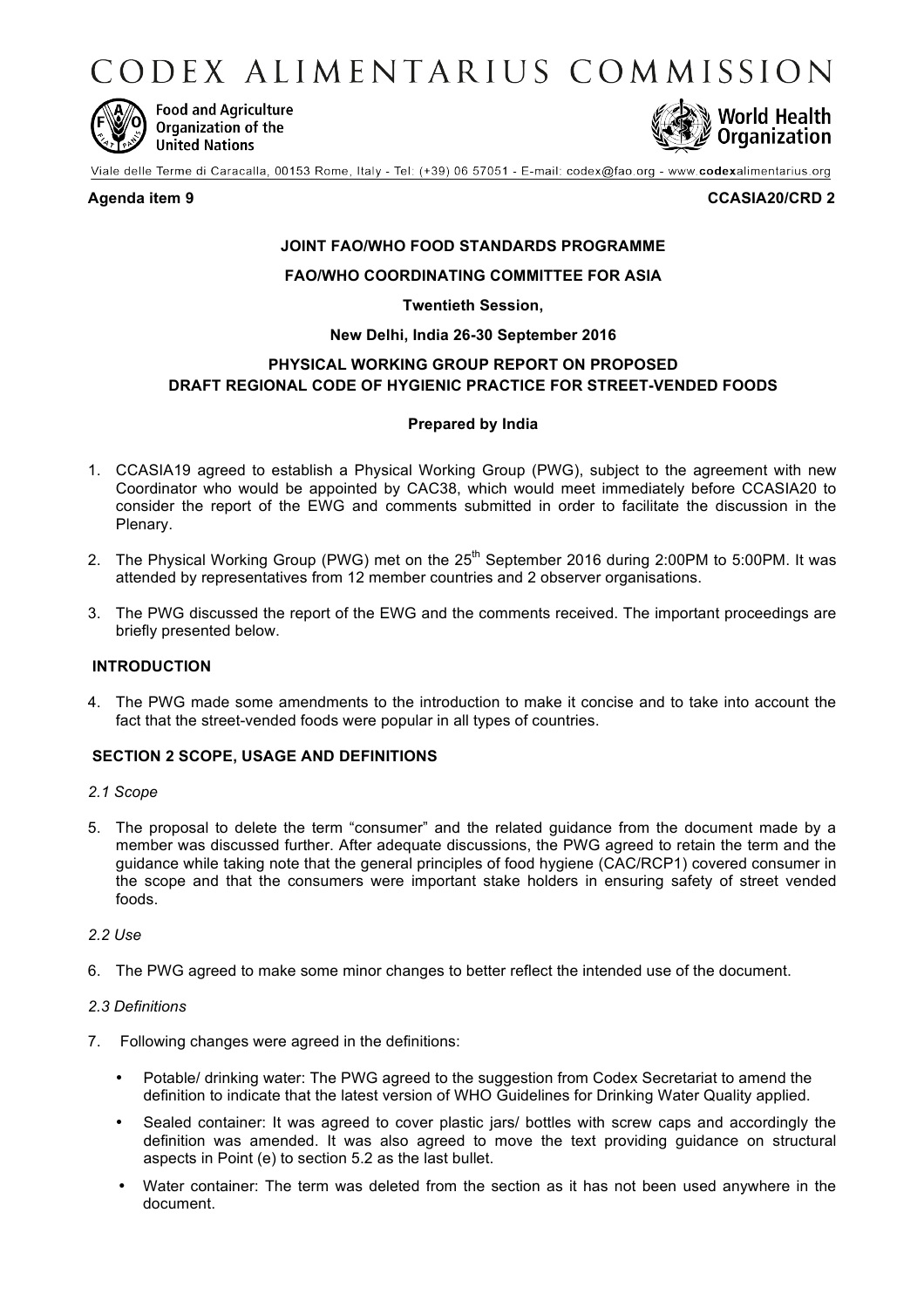# CODEX ALIMENTARIUS COMMISSION

Food and Agriculture Organization of the United Nations

World Health Organization

Viale delle Terme di Caracalla, 00153 Rome, Italy - Tel: (+39) 06 57051 - E-mail: codex@fao.org - www.codexalimentarius.org

**Agenda item 9** **CCASIA20/CRD 2**

**JOINT FAO/WHO FOOD STANDARDS PROGRAMME**

**FAO/WHO COORDINATING COMMITTEE FOR ASIA**

**Twentieth Session,**

**New Delhi, India 26-30 September 2016**

**PHYSICAL WORKING GROUP REPORT ON PROPOSED DRAFT REGIONAL CODE OF HYGIENIC PRACTICE FOR STREET-VENDED FOODS**

**Prepared by India**

1. CCASIA19 agreed to establish a Physical Working Group (PWG), subject to the agreement with new Coordinator who would be appointed by CAC38, which would meet immediately before CCASIA20 to consider the report of the EWG and comments submitted in order to facilitate the discussion in the Plenary.
2. The Physical Working Group (PWG) met on the 25th September 2016 during 2:00PM to 5:00PM. It was attended by representatives from 12 member countries and 2 observer organisations.
3. The PWG discussed the report of the EWG and the comments received. The important proceedings are briefly presented below.

**INTRODUCTION**

4. The PWG made some amendments to the introduction to make it concise and to take into account the fact that the street-vended foods were popular in all types of countries.

**SECTION 2 SCOPE, USAGE AND DEFINITIONS**

*2.1 Scope*

5. The proposal to delete the term "consumer" and the related guidance from the document made by a member was discussed further. After adequate discussions, the PWG agreed to retain the term and the guidance while taking note that the general principles of food hygiene (CAC/RCP1) covered consumer in the scope and that the consumers were important stake holders in ensuring safety of street vended foods.

*2.2 Use*

6. The PWG agreed to make some minor changes to better reflect the intended use of the document.

*2.3 Definitions*

7. Following changes were agreed in the definitions:
   - Potable/ drinking water: The PWG agreed to the suggestion from Codex Secretariat to amend the definition to indicate that the latest version of WHO Guidelines for Drinking Water Quality applied.
   - Sealed container: It was agreed to cover plastic jars/ bottles with screw caps and accordingly the definition was amended. It was also agreed to move the text providing guidance on structural aspects in Point (e) to section 5.2 as the last bullet.
   - Water container: The term was deleted from the section as it has not been used anywhere in the document.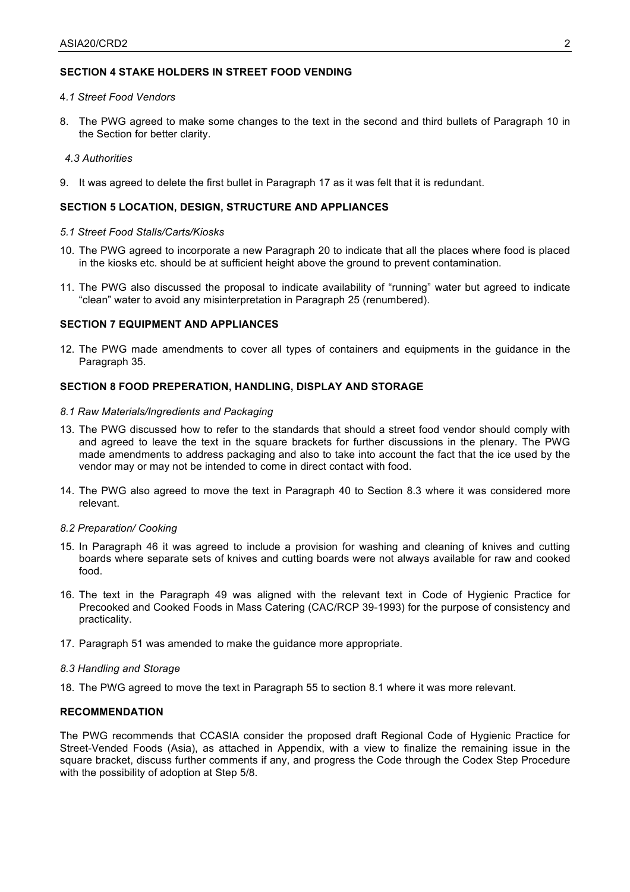**SECTION 4 STAKE HOLDERS IN STREET FOOD VENDING**

4*.1 Street Food Vendors*

8. The PWG agreed to make some changes to the text in the second and third bullets of Paragraph 10 in the Section for better clarity.

*4.3 Authorities*

9. It was agreed to delete the first bullet in Paragraph 17 as it was felt that it is redundant.

**SECTION 5 LOCATION, DESIGN, STRUCTURE AND APPLIANCES**

*5.1 Street Food Stalls/Carts/Kiosks*

10. The PWG agreed to incorporate a new Paragraph 20 to indicate that all the places where food is placed in the kiosks etc. should be at sufficient height above the ground to prevent contamination.

11. The PWG also discussed the proposal to indicate availability of "running" water but agreed to indicate "clean" water to avoid any misinterpretation in Paragraph 25 (renumbered).

**SECTION 7 EQUIPMENT AND APPLIANCES**

12. The PWG made amendments to cover all types of containers and equipments in the guidance in the Paragraph 35.

**SECTION 8 FOOD PREPERATION, HANDLING, DISPLAY AND STORAGE**

*8.1 Raw Materials/Ingredients and Packaging*

13. The PWG discussed how to refer to the standards that should a street food vendor should comply with and agreed to leave the text in the square brackets for further discussions in the plenary. The PWG made amendments to address packaging and also to take into account the fact that the ice used by the vendor may or may not be intended to come in direct contact with food.

14. The PWG also agreed to move the text in Paragraph 40 to Section 8.3 where it was considered more relevant.

*8.2 Preparation/ Cooking*

15. In Paragraph 46 it was agreed to include a provision for washing and cleaning of knives and cutting boards where separate sets of knives and cutting boards were not always available for raw and cooked food.

16. The text in the Paragraph 49 was aligned with the relevant text in Code of Hygienic Practice for Precooked and Cooked Foods in Mass Catering (CAC/RCP 39-1993) for the purpose of consistency and practicality.

17. Paragraph 51 was amended to make the guidance more appropriate.

*8.3 Handling and Storage*

18. The PWG agreed to move the text in Paragraph 55 to section 8.1 where it was more relevant.

**RECOMMENDATION**

The PWG recommends that CCASIA consider the proposed draft Regional Code of Hygienic Practice for Street-Vended Foods (Asia), as attached in Appendix, with a view to finalize the remaining issue in the square bracket, discuss further comments if any, and progress the Code through the Codex Step Procedure with the possibility of adoption at Step 5/8.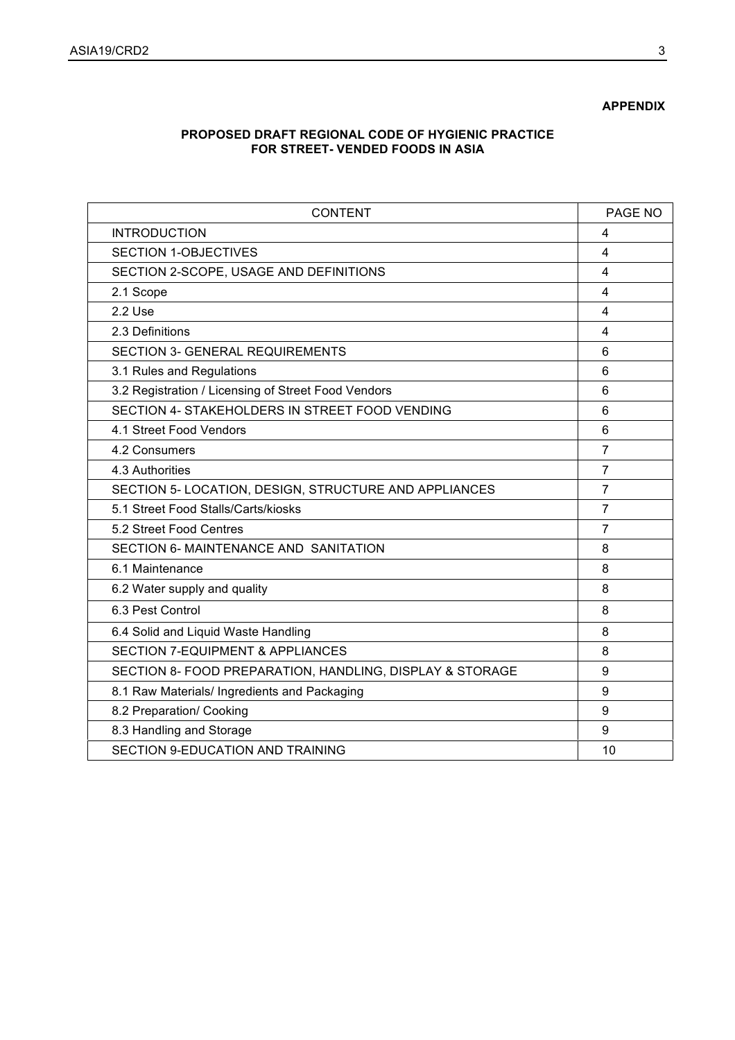**APPENDIX**

**PROPOSED DRAFT REGIONAL CODE OF HYGIENIC PRACTICE FOR STREET- VENDED FOODS IN ASIA**

| CONTENT | PAGE NO |
|---|---|
| INTRODUCTION | 4 |
| SECTION 1-OBJECTIVES | 4 |
| SECTION 2-SCOPE, USAGE AND DEFINITIONS | 4 |
| 2.1 Scope | 4 |
| 2.2 Use | 4 |
| 2.3 Definitions | 4 |
| SECTION 3- GENERAL REQUIREMENTS | 6 |
| 3.1 Rules and Regulations | 6 |
| 3.2 Registration / Licensing of Street Food Vendors | 6 |
| SECTION 4- STAKEHOLDERS IN STREET FOOD VENDING | 6 |
| 4.1 Street Food Vendors | 6 |
| 4.2 Consumers | 7 |
| 4.3 Authorities | 7 |
| SECTION 5- LOCATION, DESIGN, STRUCTURE AND APPLIANCES | 7 |
| 5.1 Street Food Stalls/Carts/kiosks | 7 |
| 5.2 Street Food Centres | 7 |
| SECTION 6- MAINTENANCE AND SANITATION | 8 |
| 6.1 Maintenance | 8 |
| 6.2 Water supply and quality | 8 |
| 6.3 Pest Control | 8 |
| 6.4 Solid and Liquid Waste Handling | 8 |
| SECTION 7-EQUIPMENT & APPLIANCES | 8 |
| SECTION 8- FOOD PREPARATION, HANDLING, DISPLAY & STORAGE | 9 |
| 8.1 Raw Materials/ Ingredients and Packaging | 9 |
| 8.2 Preparation/ Cooking | 9 |
| 8.3 Handling and Storage | 9 |
| SECTION 9-EDUCATION AND TRAINING | 10 |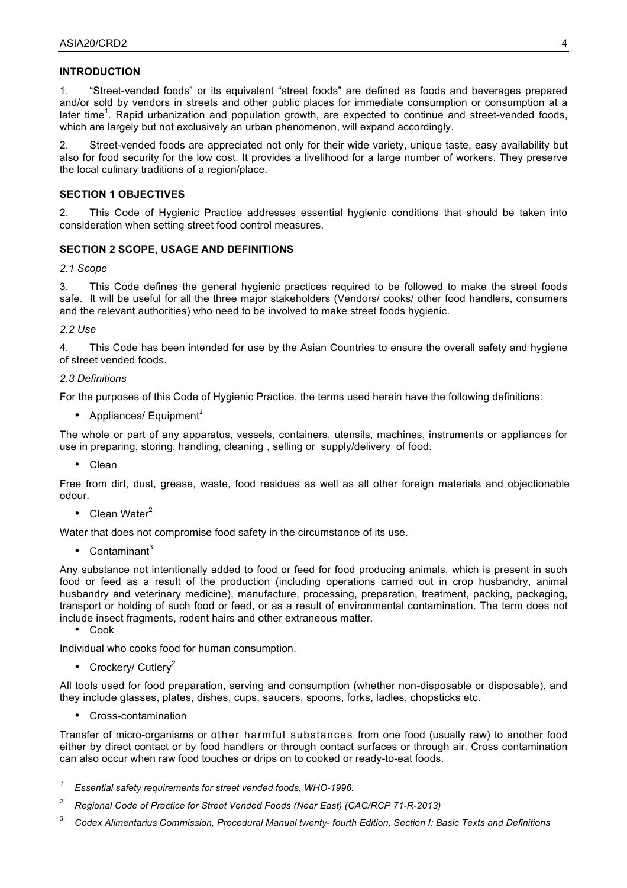## INTRODUCTION

1. "Street-vended foods" or its equivalent "street foods" are defined as foods and beverages prepared and/or sold by vendors in streets and other public places for immediate consumption or consumption at a later time[1]. Rapid urbanization and population growth, are expected to continue and street-vended foods, which are largely but not exclusively an urban phenomenon, will expand accordingly.

2. Street-vended foods are appreciated not only for their wide variety, unique taste, easy availability but also for food security for the low cost. It provides a livelihood for a large number of workers. They preserve the local culinary traditions of a region/place.

## SECTION 1 OBJECTIVES

2. This Code of Hygienic Practice addresses essential hygienic conditions that should be taken into consideration when setting street food control measures.

## SECTION 2 SCOPE, USAGE AND DEFINITIONS

### *2.1 Scope*

3. This Code defines the general hygienic practices required to be followed to make the street foods safe. It will be useful for all the three major stakeholders (Vendors/ cooks/ other food handlers, consumers and the relevant authorities) who need to be involved to make street foods hygienic.

### *2.2 Use*

4. This Code has been intended for use by the Asian Countries to ensure the overall safety and hygiene of street vended foods.

### *2.3 Definitions*

For the purposes of this Code of Hygienic Practice, the terms used herein have the following definitions:

- Appliances/ Equipment[2]

The whole or part of any apparatus, vessels, containers, utensils, machines, instruments or appliances for use in preparing, storing, handling, cleaning , selling or supply/delivery of food.

- Clean

Free from dirt, dust, grease, waste, food residues as well as all other foreign materials and objectionable odour.

- Clean Water[2]

Water that does not compromise food safety in the circumstance of its use.

- Contaminant[3]

Any substance not intentionally added to food or feed for food producing animals, which is present in such food or feed as a result of the production (including operations carried out in crop husbandry, animal husbandry and veterinary medicine), manufacture, processing, preparation, treatment, packing, packaging, transport or holding of such food or feed, or as a result of environmental contamination. The term does not include insect fragments, rodent hairs and other extraneous matter.

- Cook

Individual who cooks food for human consumption.

- Crockery/ Cutlery[2]

All tools used for food preparation, serving and consumption (whether non-disposable or disposable), and they include glasses, plates, dishes, cups, saucers, spoons, forks, ladles, chopsticks etc.

- Cross-contamination

Transfer of micro-organisms or other harmful substances from one food (usually raw) to another food either by direct contact or by food handlers or through contact surfaces or through air. Cross contamination can also occur when raw food touches or drips on to cooked or ready-to-eat foods.

---

[1] *Essential safety requirements for street vended foods, WHO-1996.*

[2] *Regional Code of Practice for Street Vended Foods (Near East) (CAC/RCP 71-R-2013)*

[3] *Codex Alimentarius Commission, Procedural Manual twenty- fourth Edition, Section I: Basic Texts and Definitions*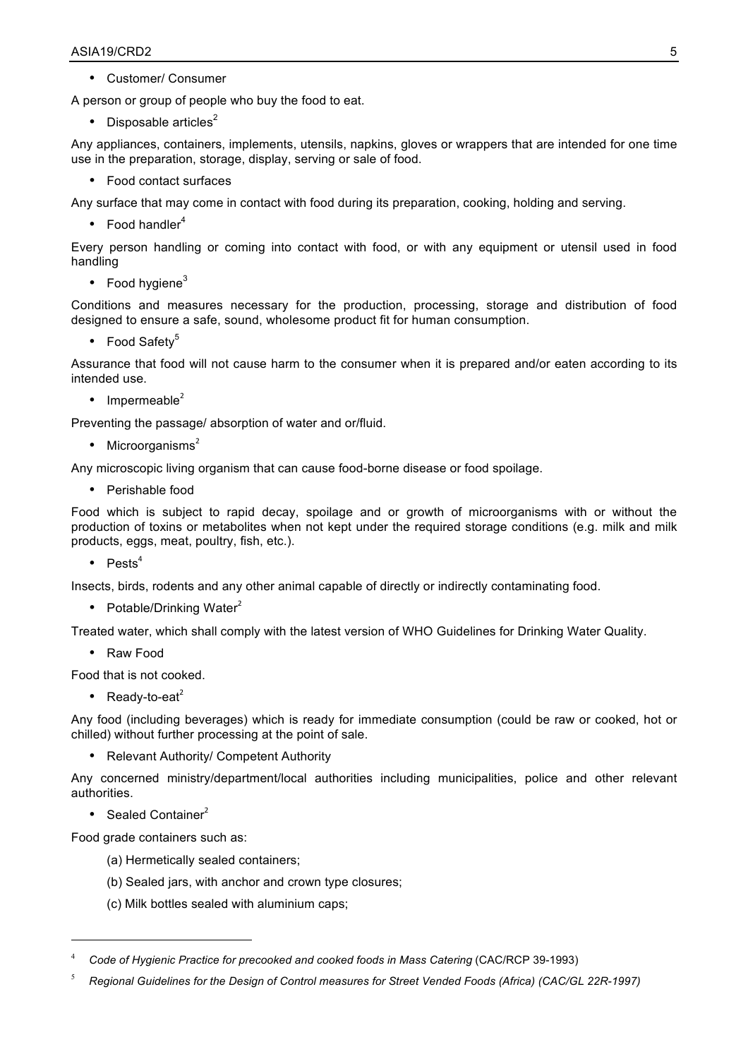- Customer/ Consumer

A person or group of people who buy the food to eat.

- Disposable articles[2]

Any appliances, containers, implements, utensils, napkins, gloves or wrappers that are intended for one time use in the preparation, storage, display, serving or sale of food.

- Food contact surfaces

Any surface that may come in contact with food during its preparation, cooking, holding and serving.

- Food handler[4]

Every person handling or coming into contact with food, or with any equipment or utensil used in food handling

- Food hygiene[3]

Conditions and measures necessary for the production, processing, storage and distribution of food designed to ensure a safe, sound, wholesome product fit for human consumption.

- Food Safety[5]

Assurance that food will not cause harm to the consumer when it is prepared and/or eaten according to its intended use.

- Impermeable[2]

Preventing the passage/ absorption of water and or/fluid.

- Microorganisms[2]

Any microscopic living organism that can cause food-borne disease or food spoilage.

- Perishable food

Food which is subject to rapid decay, spoilage and or growth of microorganisms with or without the production of toxins or metabolites when not kept under the required storage conditions (e.g. milk and milk products, eggs, meat, poultry, fish, etc.).

- Pests[4]

Insects, birds, rodents and any other animal capable of directly or indirectly contaminating food.

- Potable/Drinking Water[2]

Treated water, which shall comply with the latest version of WHO Guidelines for Drinking Water Quality.

- Raw Food

Food that is not cooked.

- Ready-to-eat[2]

Any food (including beverages) which is ready for immediate consumption (could be raw or cooked, hot or chilled) without further processing at the point of sale.

- Relevant Authority/ Competent Authority

Any concerned ministry/department/local authorities including municipalities, police and other relevant authorities.

- Sealed Container[2]

Food grade containers such as:

(a) Hermetically sealed containers;

(b) Sealed jars, with anchor and crown type closures;

(c) Milk bottles sealed with aluminium caps;

---

[4] *Code of Hygienic Practice for precooked and cooked foods in Mass Catering* (CAC/RCP 39-1993)

[5] *Regional Guidelines for the Design of Control measures for Street Vended Foods (Africa) (CAC/GL 22R-1997)*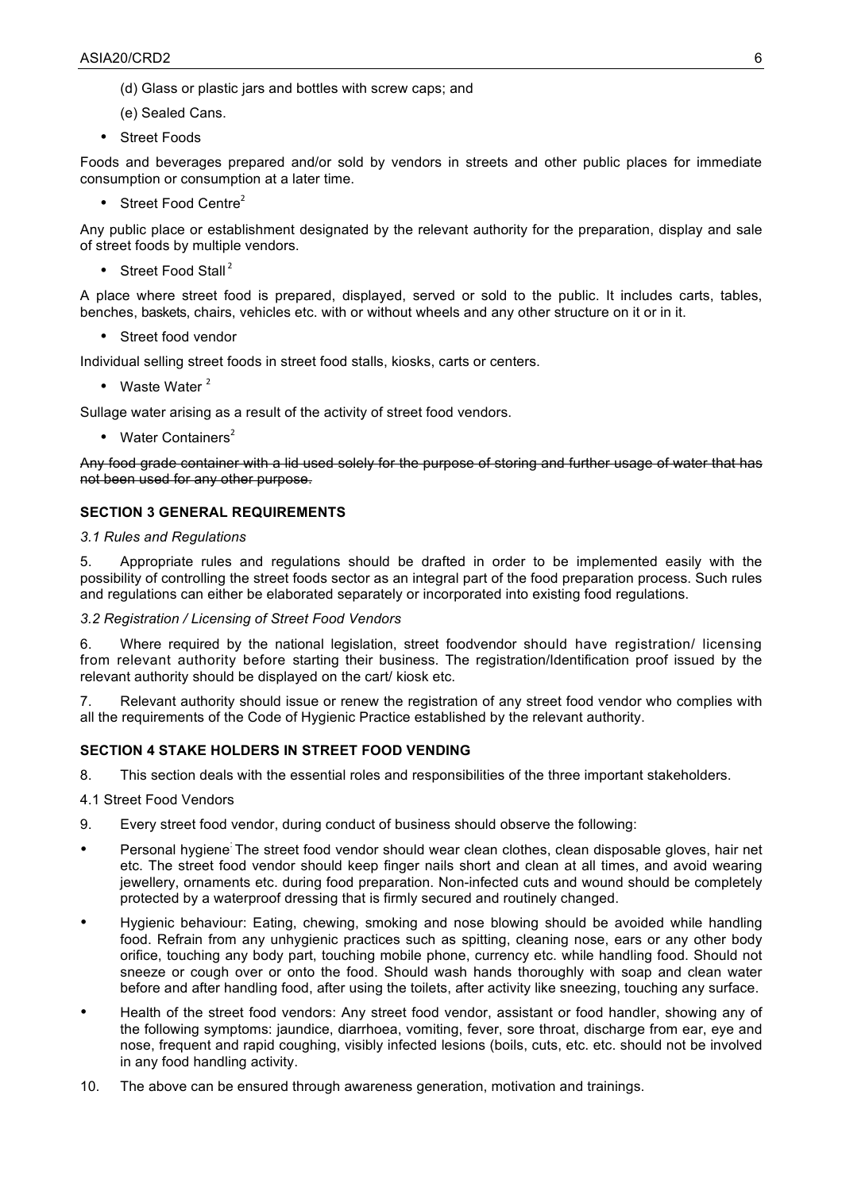(d) Glass or plastic jars and bottles with screw caps; and

(e) Sealed Cans.

- Street Foods

Foods and beverages prepared and/or sold by vendors in streets and other public places for immediate consumption or consumption at a later time.

- Street Food Centre[2]

Any public place or establishment designated by the relevant authority for the preparation, display and sale of street foods by multiple vendors.

- Street Food Stall[2]

A place where street food is prepared, displayed, served or sold to the public. It includes carts, tables, benches, baskets, chairs, vehicles etc. with or without wheels and any other structure on it or in it.

- Street food vendor

Individual selling street foods in street food stalls, kiosks, carts or centers.

- Waste Water[2]

Sullage water arising as a result of the activity of street food vendors.

- Water Containers[2]

~~Any food grade container with a lid used solely for the purpose of storing and further usage of water that has not been used for any other purpose.~~

**SECTION 3 GENERAL REQUIREMENTS**

*3.1 Rules and Regulations*

5. Appropriate rules and regulations should be drafted in order to be implemented easily with the possibility of controlling the street foods sector as an integral part of the food preparation process. Such rules and regulations can either be elaborated separately or incorporated into existing food regulations.

*3.2 Registration / Licensing of Street Food Vendors*

6. Where required by the national legislation, street foodvendor should have registration/ licensing from relevant authority before starting their business. The registration/Identification proof issued by the relevant authority should be displayed on the cart/ kiosk etc.

7. Relevant authority should issue or renew the registration of any street food vendor who complies with all the requirements of the Code of Hygienic Practice established by the relevant authority.

**SECTION 4 STAKE HOLDERS IN STREET FOOD VENDING**

8. This section deals with the essential roles and responsibilities of the three important stakeholders.

4.1 Street Food Vendors

9. Every street food vendor, during conduct of business should observe the following:

- Personal hygiene: The street food vendor should wear clean clothes, clean disposable gloves, hair net etc. The street food vendor should keep finger nails short and clean at all times, and avoid wearing jewellery, ornaments etc. during food preparation. Non-infected cuts and wound should be completely protected by a waterproof dressing that is firmly secured and routinely changed.
- Hygienic behaviour: Eating, chewing, smoking and nose blowing should be avoided while handling food. Refrain from any unhygienic practices such as spitting, cleaning nose, ears or any other body orifice, touching any body part, touching mobile phone, currency etc. while handling food. Should not sneeze or cough over or onto the food. Should wash hands thoroughly with soap and clean water before and after handling food, after using the toilets, after activity like sneezing, touching any surface.
- Health of the street food vendors: Any street food vendor, assistant or food handler, showing any of the following symptoms: jaundice, diarrhoea, vomiting, fever, sore throat, discharge from ear, eye and nose, frequent and rapid coughing, visibly infected lesions (boils, cuts, etc. etc. should not be involved in any food handling activity.

10. The above can be ensured through awareness generation, motivation and trainings.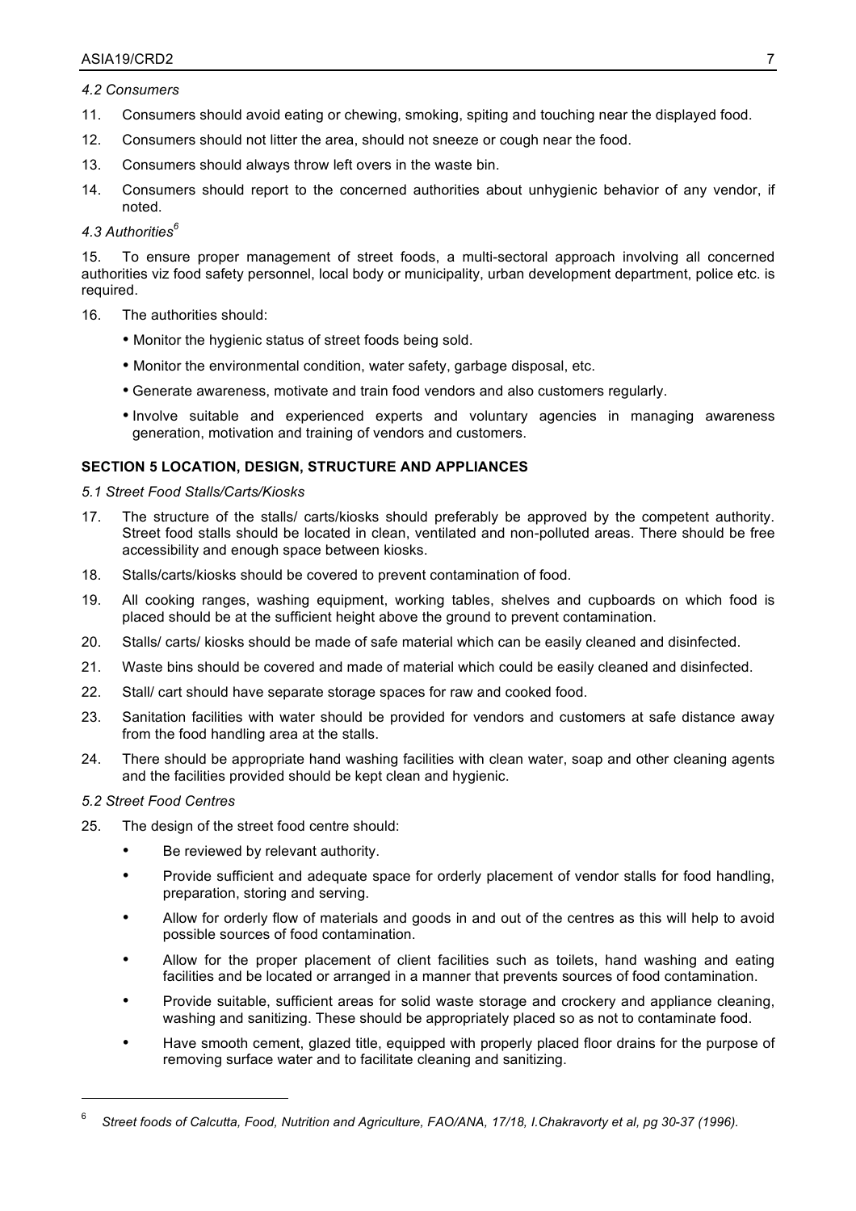*4.2 Consumers*

11. Consumers should avoid eating or chewing, smoking, spiting and touching near the displayed food.
12. Consumers should not litter the area, should not sneeze or cough near the food.
13. Consumers should always throw left overs in the waste bin.
14. Consumers should report to the concerned authorities about unhygienic behavior of any vendor, if noted.

*4.3 Authorities*[6]

15. To ensure proper management of street foods, a multi-sectoral approach involving all concerned authorities viz food safety personnel, local body or municipality, urban development department, police etc. is required.
16. The authorities should:
    - Monitor the hygienic status of street foods being sold.
    - Monitor the environmental condition, water safety, garbage disposal, etc.
    - Generate awareness, motivate and train food vendors and also customers regularly.
    - Involve suitable and experienced experts and voluntary agencies in managing awareness generation, motivation and training of vendors and customers.

**SECTION 5 LOCATION, DESIGN, STRUCTURE AND APPLIANCES**

*5.1 Street Food Stalls/Carts/Kiosks*

17. The structure of the stalls/ carts/kiosks should preferably be approved by the competent authority. Street food stalls should be located in clean, ventilated and non-polluted areas. There should be free accessibility and enough space between kiosks.
18. Stalls/carts/kiosks should be covered to prevent contamination of food.
19. All cooking ranges, washing equipment, working tables, shelves and cupboards on which food is placed should be at the sufficient height above the ground to prevent contamination.
20. Stalls/ carts/ kiosks should be made of safe material which can be easily cleaned and disinfected.
21. Waste bins should be covered and made of material which could be easily cleaned and disinfected.
22. Stall/ cart should have separate storage spaces for raw and cooked food.
23. Sanitation facilities with water should be provided for vendors and customers at safe distance away from the food handling area at the stalls.
24. There should be appropriate hand washing facilities with clean water, soap and other cleaning agents and the facilities provided should be kept clean and hygienic.

*5.2 Street Food Centres*

25. The design of the street food centre should:
    - Be reviewed by relevant authority.
    - Provide sufficient and adequate space for orderly placement of vendor stalls for food handling, preparation, storing and serving.
    - Allow for orderly flow of materials and goods in and out of the centres as this will help to avoid possible sources of food contamination.
    - Allow for the proper placement of client facilities such as toilets, hand washing and eating facilities and be located or arranged in a manner that prevents sources of food contamination.
    - Provide suitable, sufficient areas for solid waste storage and crockery and appliance cleaning, washing and sanitizing. These should be appropriately placed so as not to contaminate food.
    - Have smooth cement, glazed title, equipped with properly placed floor drains for the purpose of removing surface water and to facilitate cleaning and sanitizing.

---

[6] *Street foods of Calcutta, Food, Nutrition and Agriculture, FAO/ANA, 17/18, I.Chakravorty et al, pg 30-37 (1996).*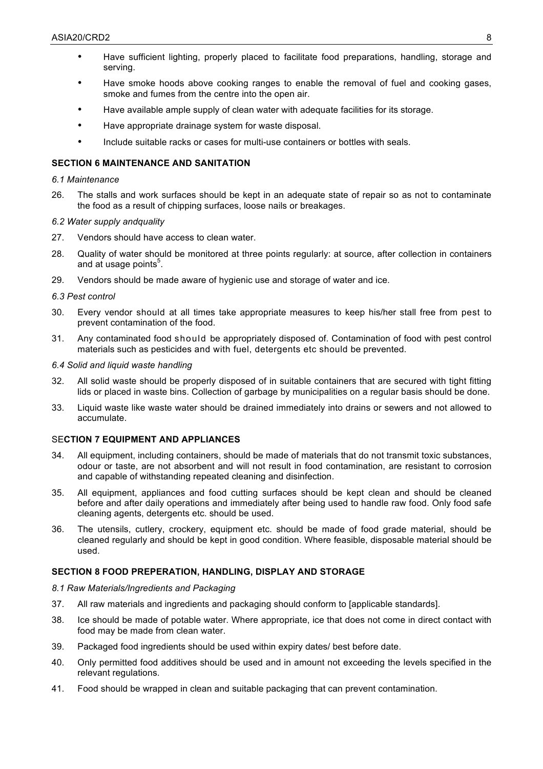- Have sufficient lighting, properly placed to facilitate food preparations, handling, storage and serving.
- Have smoke hoods above cooking ranges to enable the removal of fuel and cooking gases, smoke and fumes from the centre into the open air.
- Have available ample supply of clean water with adequate facilities for its storage.
- Have appropriate drainage system for waste disposal.
- Include suitable racks or cases for multi-use containers or bottles with seals.

## SECTION 6 MAINTENANCE AND SANITATION

*6.1 Maintenance*

26. The stalls and work surfaces should be kept in an adequate state of repair so as not to contaminate the food as a result of chipping surfaces, loose nails or breakages.

*6.2 Water supply andquality*

27. Vendors should have access to clean water.
28. Quality of water should be monitored at three points regularly: at source, after collection in containers and at usage points[5].
29. Vendors should be made aware of hygienic use and storage of water and ice.

*6.3 Pest control*

30. Every vendor should at all times take appropriate measures to keep his/her stall free from pest to prevent contamination of the food.
31. Any contaminated food should be appropriately disposed of. Contamination of food with pest control materials such as pesticides and with fuel, detergents etc should be prevented.

*6.4 Solid and liquid waste handling*

32. All solid waste should be properly disposed of in suitable containers that are secured with tight fitting lids or placed in waste bins. Collection of garbage by municipalities on a regular basis should be done.
33. Liquid waste like waste water should be drained immediately into drains or sewers and not allowed to accumulate.

## SECTION 7 EQUIPMENT AND APPLIANCES

34. All equipment, including containers, should be made of materials that do not transmit toxic substances, odour or taste, are not absorbent and will not result in food contamination, are resistant to corrosion and capable of withstanding repeated cleaning and disinfection.
35. All equipment, appliances and food cutting surfaces should be kept clean and should be cleaned before and after daily operations and immediately after being used to handle raw food. Only food safe cleaning agents, detergents etc. should be used.
36. The utensils, cutlery, crockery, equipment etc. should be made of food grade material, should be cleaned regularly and should be kept in good condition. Where feasible, disposable material should be used.

## SECTION 8 FOOD PREPERATION, HANDLING, DISPLAY AND STORAGE

*8.1 Raw Materials/Ingredients and Packaging*

37. All raw materials and ingredients and packaging should conform to [applicable standards].
38. Ice should be made of potable water. Where appropriate, ice that does not come in direct contact with food may be made from clean water.
39. Packaged food ingredients should be used within expiry dates/ best before date.
40. Only permitted food additives should be used and in amount not exceeding the levels specified in the relevant regulations.
41. Food should be wrapped in clean and suitable packaging that can prevent contamination.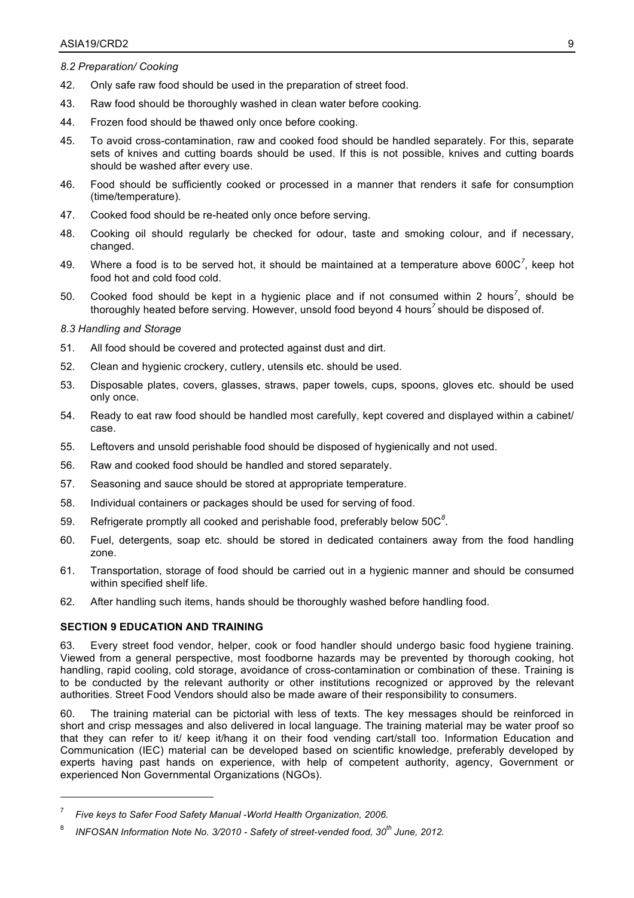*8.2 Preparation/ Cooking*

42. Only safe raw food should be used in the preparation of street food.

43. Raw food should be thoroughly washed in clean water before cooking.

44. Frozen food should be thawed only once before cooking.

45. To avoid cross-contamination, raw and cooked food should be handled separately. For this, separate sets of knives and cutting boards should be used. If this is not possible, knives and cutting boards should be washed after every use.

46. Food should be sufficiently cooked or processed in a manner that renders it safe for consumption (time/temperature).

47. Cooked food should be re-heated only once before serving.

48. Cooking oil should regularly be checked for odour, taste and smoking colour, and if necessary, changed.

49. Where a food is to be served hot, it should be maintained at a temperature above 600C[7], keep hot food hot and cold food cold.

50. Cooked food should be kept in a hygienic place and if not consumed within 2 hours[7], should be thoroughly heated before serving. However, unsold food beyond 4 hours[7] should be disposed of.

*8.3 Handling and Storage*

51. All food should be covered and protected against dust and dirt.

52. Clean and hygienic crockery, cutlery, utensils etc. should be used.

53. Disposable plates, covers, glasses, straws, paper towels, cups, spoons, gloves etc. should be used only once.

54. Ready to eat raw food should be handled most carefully, kept covered and displayed within a cabinet/ case.

55. Leftovers and unsold perishable food should be disposed of hygienically and not used.

56. Raw and cooked food should be handled and stored separately.

57. Seasoning and sauce should be stored at appropriate temperature.

58. Individual containers or packages should be used for serving of food.

59. Refrigerate promptly all cooked and perishable food, preferably below 50C[8].

60. Fuel, detergents, soap etc. should be stored in dedicated containers away from the food handling zone.

61. Transportation, storage of food should be carried out in a hygienic manner and should be consumed within specified shelf life.

62. After handling such items, hands should be thoroughly washed before handling food.

**SECTION 9 EDUCATION AND TRAINING**

63. Every street food vendor, helper, cook or food handler should undergo basic food hygiene training. Viewed from a general perspective, most foodborne hazards may be prevented by thorough cooking, hot handling, rapid cooling, cold storage, avoidance of cross-contamination or combination of these. Training is to be conducted by the relevant authority or other institutions recognized or approved by the relevant authorities. Street Food Vendors should also be made aware of their responsibility to consumers.

60. The training material can be pictorial with less of texts. The key messages should be reinforced in short and crisp messages and also delivered in local language. The training material may be water proof so that they can refer to it/ keep it/hang it on their food vending cart/stall too. Information Education and Communication (IEC) material can be developed based on scientific knowledge, preferably developed by experts having past hands on experience, with help of competent authority, agency, Government or experienced Non Governmental Organizations (NGOs).

---

[7] *Five keys to Safer Food Safety Manual -World Health Organization, 2006.*

[8] *INFOSAN Information Note No. 3/2010 - Safety of street-vended food, 30th June, 2012.*